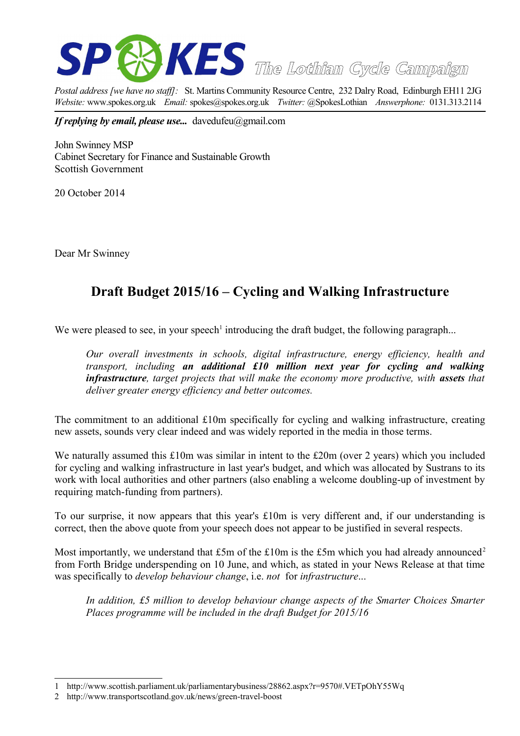# SPOKES *The Lothian Cycle Campaign*

*Postal address [we have no staff]:* St. Martins Community Resource Centre, 232 Dalry Road, Edinburgh EH11 2JG
*Website:* www.spokes.org.uk *Email:* spokes@spokes.org.uk *Twitter:* @SpokesLothian *Answerphone:* 0131.313.2114

***If replying by email, please use...*** davedufeu@gmail.com

John Swinney MSP
Cabinet Secretary for Finance and Sustainable Growth
Scottish Government

20 October 2014

Dear Mr Swinney

## Draft Budget 2015/16 – Cycling and Walking Infrastructure

We were pleased to see, in your speech[1] introducing the draft budget, the following paragraph...

> *Our overall investments in schools, digital infrastructure, energy efficiency, health and transport, including **an additional £10 million next year for cycling and walking infrastructure**, target projects that will make the economy more productive, with **assets** that deliver greater energy efficiency and better outcomes.*

The commitment to an additional £10m specifically for cycling and walking infrastructure, creating new assets, sounds very clear indeed and was widely reported in the media in those terms.

We naturally assumed this £10m was similar in intent to the £20m (over 2 years) which you included for cycling and walking infrastructure in last year's budget, and which was allocated by Sustrans to its work with local authorities and other partners (also enabling a welcome doubling-up of investment by requiring match-funding from partners).

To our surprise, it now appears that this year's £10m is very different and, if our understanding is correct, then the above quote from your speech does not appear to be justified in several respects.

Most importantly, we understand that £5m of the £10m is the £5m which you had already announced[2] from Forth Bridge underspending on 10 June, and which, as stated in your News Release at that time was specifically to *develop behaviour change*, i.e. *not* for *infrastructure...*

> *In addition, £5 million to develop behaviour change aspects of the Smarter Choices Smarter Places programme will be included in the draft Budget for 2015/16*

---

1 http://www.scottish.parliament.uk/parliamentarybusiness/28862.aspx?r=9570#.VETpOhY55Wq
2 http://www.transportscotland.gov.uk/news/green-travel-boost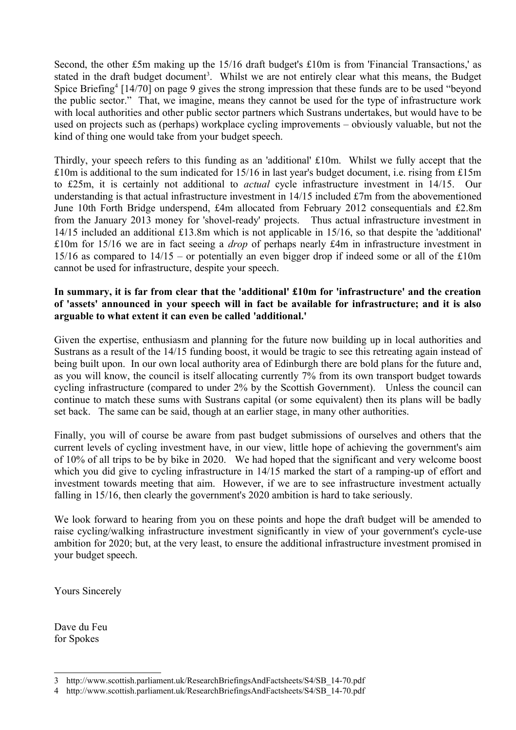Second, the other £5m making up the 15/16 draft budget's £10m is from 'Financial Transactions,' as stated in the draft budget document[3]. Whilst we are not entirely clear what this means, the Budget Spice Briefing[4] [14/70] on page 9 gives the strong impression that these funds are to be used "beyond the public sector." That, we imagine, means they cannot be used for the type of infrastructure work with local authorities and other public sector partners which Sustrans undertakes, but would have to be used on projects such as (perhaps) workplace cycling improvements – obviously valuable, but not the kind of thing one would take from your budget speech.

Thirdly, your speech refers to this funding as an 'additional' £10m. Whilst we fully accept that the £10m is additional to the sum indicated for 15/16 in last year's budget document, i.e. rising from £15m to £25m, it is certainly not additional to *actual* cycle infrastructure investment in 14/15. Our understanding is that actual infrastructure investment in 14/15 included £7m from the abovementioned June 10th Forth Bridge underspend, £4m allocated from February 2012 consequentials and £2.8m from the January 2013 money for 'shovel-ready' projects. Thus actual infrastructure investment in 14/15 included an additional £13.8m which is not applicable in 15/16, so that despite the 'additional' £10m for 15/16 we are in fact seeing a *drop* of perhaps nearly £4m in infrastructure investment in 15/16 as compared to 14/15 – or potentially an even bigger drop if indeed some or all of the £10m cannot be used for infrastructure, despite your speech.

**In summary, it is far from clear that the 'additional' £10m for 'infrastructure' and the creation of 'assets' announced in your speech will in fact be available for infrastructure; and it is also arguable to what extent it can even be called 'additional.'**

Given the expertise, enthusiasm and planning for the future now building up in local authorities and Sustrans as a result of the 14/15 funding boost, it would be tragic to see this retreating again instead of being built upon. In our own local authority area of Edinburgh there are bold plans for the future and, as you will know, the council is itself allocating currently 7% from its own transport budget towards cycling infrastructure (compared to under 2% by the Scottish Government). Unless the council can continue to match these sums with Sustrans capital (or some equivalent) then its plans will be badly set back. The same can be said, though at an earlier stage, in many other authorities.

Finally, you will of course be aware from past budget submissions of ourselves and others that the current levels of cycling investment have, in our view, little hope of achieving the government's aim of 10% of all trips to be by bike in 2020. We had hoped that the significant and very welcome boost which you did give to cycling infrastructure in 14/15 marked the start of a ramping-up of effort and investment towards meeting that aim. However, if we are to see infrastructure investment actually falling in 15/16, then clearly the government's 2020 ambition is hard to take seriously.

We look forward to hearing from you on these points and hope the draft budget will be amended to raise cycling/walking infrastructure investment significantly in view of your government's cycle-use ambition for 2020; but, at the very least, to ensure the additional infrastructure investment promised in your budget speech.

Yours Sincerely

Dave du Feu
for Spokes

---

3 http://www.scottish.parliament.uk/ResearchBriefingsAndFactsheets/S4/SB_14-70.pdf

4 http://www.scottish.parliament.uk/ResearchBriefingsAndFactsheets/S4/SB_14-70.pdf